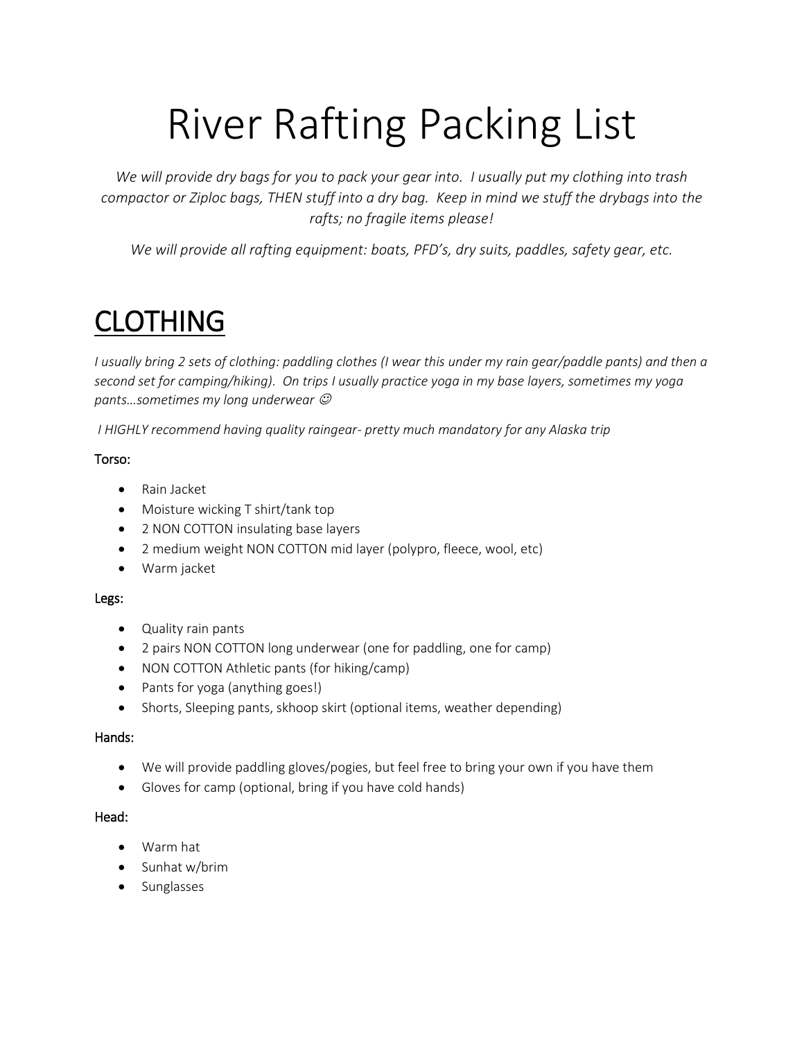# River Rafting Packing List

*We will provide dry bags for you to pack your gear into. I usually put my clothing into trash compactor or Ziploc bags, THEN stuff into a dry bag. Keep in mind we stuff the drybags into the rafts; no fragile items please!*

*We will provide all rafting equipment: boats, PFD's, dry suits, paddles, safety gear, etc.*

## CLOTHING

*I usually bring 2 sets of clothing: paddling clothes (I wear this under my rain gear/paddle pants) and then a second set for camping/hiking). On trips I usually practice yoga in my base layers, sometimes my yoga pants…sometimes my long underwear ☺*

*I HIGHLY recommend having quality raingear- pretty much mandatory for any Alaska trip*

### Torso:

- Rain Jacket
- Moisture wicking T shirt/tank top
- 2 NON COTTON insulating base layers
- 2 medium weight NON COTTON mid layer (polypro, fleece, wool, etc)
- Warm jacket

### Legs:

- Quality rain pants
- 2 pairs NON COTTON long underwear (one for paddling, one for camp)
- NON COTTON Athletic pants (for hiking/camp)
- Pants for yoga (anything goes!)
- Shorts, Sleeping pants, skhoop skirt (optional items, weather depending)

### Hands:

- We will provide paddling gloves/pogies, but feel free to bring your own if you have them
- Gloves for camp (optional, bring if you have cold hands)

### Head:

- Warm hat
- Sunhat w/brim
- Sunglasses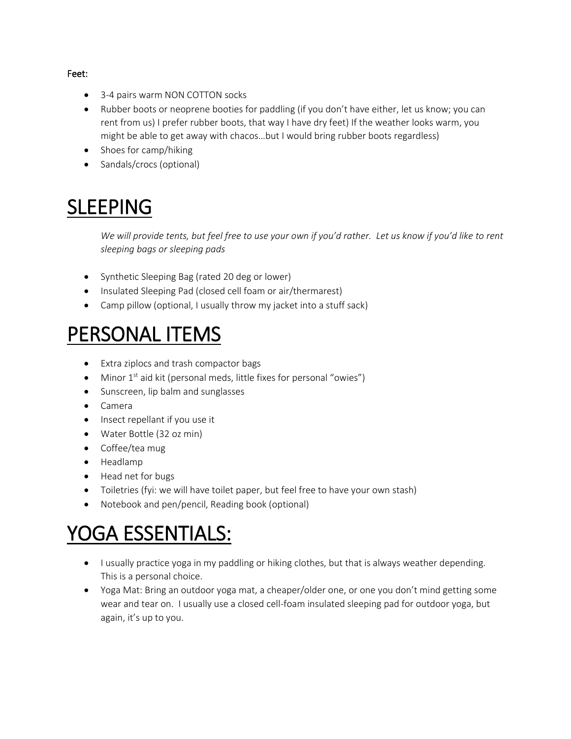Feet:

- 3-4 pairs warm NON COTTON socks
- Rubber boots or neoprene booties for paddling (if you don't have either, let us know; you can rent from us) I prefer rubber boots, that way I have dry feet) If the weather looks warm, you might be able to get away with chacos…but I would bring rubber boots regardless)
- Shoes for camp/hiking
- Sandals/crocs (optional)

# SLEEPING

*We will provide tents, but feel free to use your own if you'd rather. Let us know if you'd like to rent sleeping bags or sleeping pads*

- Synthetic Sleeping Bag (rated 20 deg or lower)
- Insulated Sleeping Pad (closed cell foam or air/thermarest)
- Camp pillow (optional, I usually throw my jacket into a stuff sack)

# PERSONAL ITEMS

- Extra ziplocs and trash compactor bags
- Minor 1st aid kit (personal meds, little fixes for personal "owies")
- Sunscreen, lip balm and sunglasses
- Camera
- Insect repellant if you use it
- Water Bottle (32 oz min)
- Coffee/tea mug
- Headlamp
- Head net for bugs
- Toiletries (fyi: we will have toilet paper, but feel free to have your own stash)
- Notebook and pen/pencil, Reading book (optional)

# YOGA ESSENTIALS:

- I usually practice yoga in my paddling or hiking clothes, but that is always weather depending. This is a personal choice.
- Yoga Mat: Bring an outdoor yoga mat, a cheaper/older one, or one you don't mind getting some wear and tear on. I usually use a closed cell-foam insulated sleeping pad for outdoor yoga, but again, it's up to you.